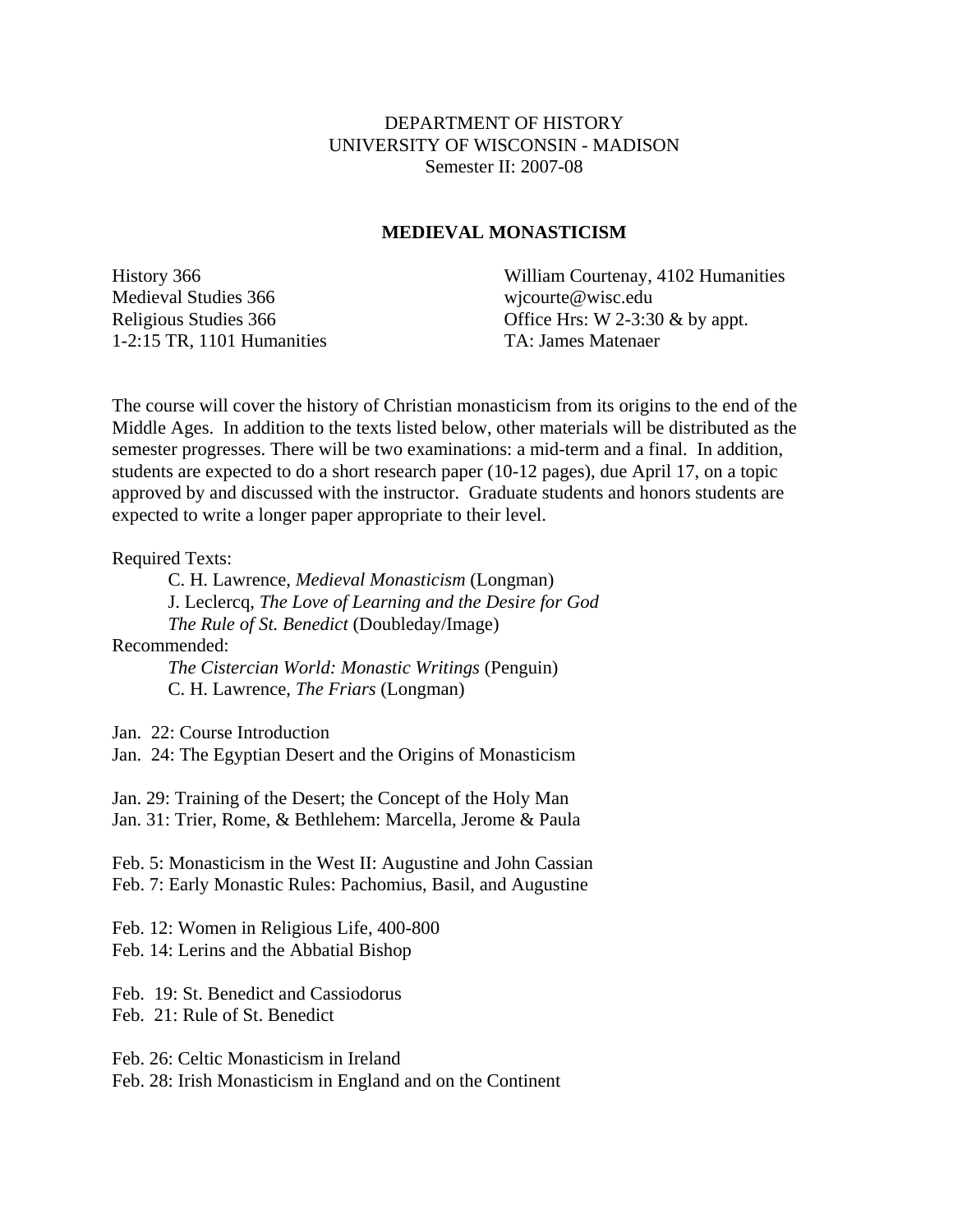DEPARTMENT OF HISTORY
UNIVERSITY OF WISCONSIN - MADISON
Semester II: 2007-08

# MEDIEVAL MONASTICISM

History 366
Medieval Studies 366
Religious Studies 366
1-2:15 TR, 1101 Humanities

William Courtenay, 4102 Humanities
wjcourte@wisc.edu
Office Hrs: W 2-3:30 & by appt.
TA: James Matenaer

The course will cover the history of Christian monasticism from its origins to the end of the Middle Ages. In addition to the texts listed below, other materials will be distributed as the semester progresses. There will be two examinations: a mid-term and a final. In addition, students are expected to do a short research paper (10-12 pages), due April 17, on a topic approved by and discussed with the instructor. Graduate students and honors students are expected to write a longer paper appropriate to their level.

Required Texts:

- C. H. Lawrence, *Medieval Monasticism* (Longman)
- J. Leclercq, *The Love of Learning and the Desire for God*
- *The Rule of St. Benedict* (Doubleday/Image)

Recommended:

- *The Cistercian World: Monastic Writings* (Penguin)
- C. H. Lawrence, *The Friars* (Longman)

Jan. 22: Course Introduction
Jan. 24: The Egyptian Desert and the Origins of Monasticism

Jan. 29: Training of the Desert; the Concept of the Holy Man
Jan. 31: Trier, Rome, & Bethlehem: Marcella, Jerome & Paula

Feb. 5: Monasticism in the West II: Augustine and John Cassian
Feb. 7: Early Monastic Rules: Pachomius, Basil, and Augustine

Feb. 12: Women in Religious Life, 400-800
Feb. 14: Lerins and the Abbatial Bishop

Feb. 19: St. Benedict and Cassiodorus
Feb. 21: Rule of St. Benedict

Feb. 26: Celtic Monasticism in Ireland
Feb. 28: Irish Monasticism in England and on the Continent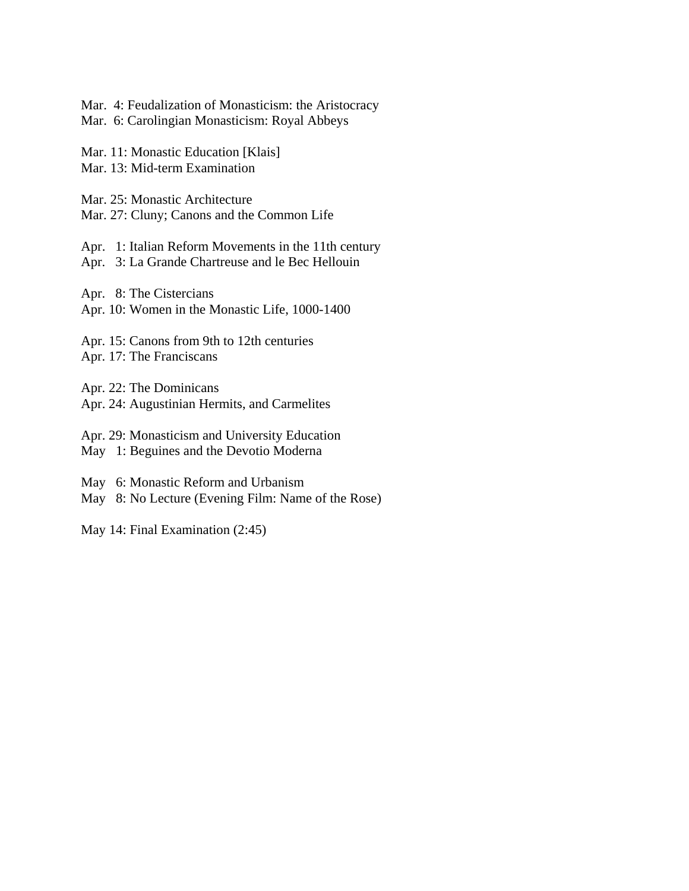Mar. 4: Feudalization of Monasticism: the Aristocracy
Mar. 6: Carolingian Monasticism: Royal Abbeys

Mar. 11: Monastic Education [Klais]
Mar. 13: Mid-term Examination

Mar. 25: Monastic Architecture
Mar. 27: Cluny; Canons and the Common Life

Apr. 1: Italian Reform Movements in the 11th century
Apr. 3: La Grande Chartreuse and le Bec Hellouin

Apr. 8: The Cistercians
Apr. 10: Women in the Monastic Life, 1000-1400

Apr. 15: Canons from 9th to 12th centuries
Apr. 17: The Franciscans

Apr. 22: The Dominicans
Apr. 24: Augustinian Hermits, and Carmelites

Apr. 29: Monasticism and University Education
May 1: Beguines and the Devotio Moderna

May 6: Monastic Reform and Urbanism
May 8: No Lecture (Evening Film: Name of the Rose)

May 14: Final Examination (2:45)